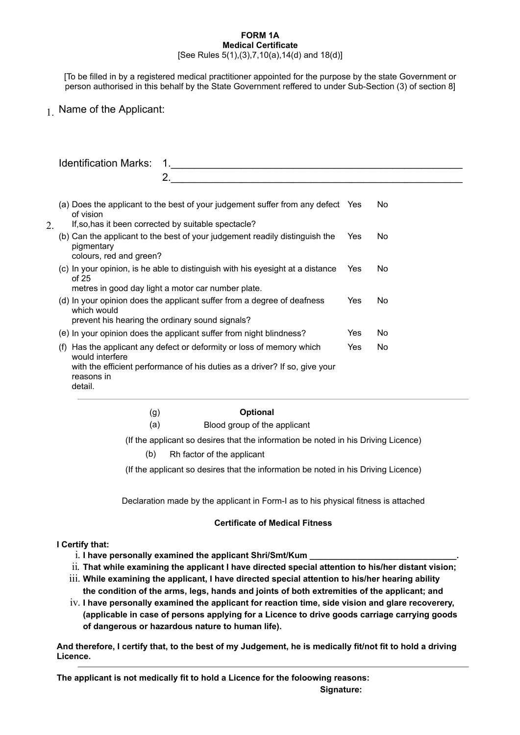**FORM 1A**
**Medical Certificate**
[See Rules 5(1),(3),7,10(a),14(d) and 18(d)]

[To be filled in by a registered medical practitioner appointed for the purpose by the state Government or person authorised in this behalf by the State Government reffered to under Sub-Section (3) of section 8]

1. Name of the Applicant:

Identification Marks: 1.________________________________________________

2.________________________________________________

2.

| | | |
|---|---|---|
| (a) Does the applicant to the best of your judgement suffer from any defect of vision<br>If,so,has it been corrected by suitable spectacle? | Yes | No |
| (b) Can the applicant to the best of your judgement readily distinguish the pigmentary<br>colours, red and green? | Yes | No |
| (c) In your opinion, is he able to distinguish with his eyesight at a distance of 25<br>metres in good day light a motor car number plate. | Yes | No |
| (d) In your opinion does the applicant suffer from a degree of deafness which would<br>prevent his hearing the ordinary sound signals? | Yes | No |
| (e) In your opinion does the applicant suffer from night blindness? | Yes | No |
| (f) Has the applicant any defect or deformity or loss of memory which would interfere<br>with the efficient performance of his duties as a driver? If so, give your reasons in<br>detail. | Yes | No |

(g) **Optional**

(a) Blood group of the applicant

(If the applicant so desires that the information be noted in his Driving Licence)

(b) Rh factor of the applicant

(If the applicant so desires that the information be noted in his Driving Licence)

Declaration made by the applicant in Form-I as to his physical fitness is attached

**Certificate of Medical Fitness**

**I Certify that:**

i. **I have personally examined the applicant Shri/Smt/Kum ______________________________.**
ii. **That while examining the applicant I have directed special attention to his/her distant vision;**
iii. **While examining the applicant, I have directed special attention to his/her hearing ability the condition of the arms, legs, hands and joints of both extremities of the applicant; and**
iv. **I have personally examined the applicant for reaction time, side vision and glare recoverery, (applicable in case of persons applying for a Licence to drive goods carriage carrying goods of dangerous or hazardous nature to human life).**

**And therefore, I certify that, to the best of my Judgement, he is medically fit/not fit to hold a driving Licence.**

**The applicant is not medically fit to hold a Licence for the foloowing reasons:**

**Signature:**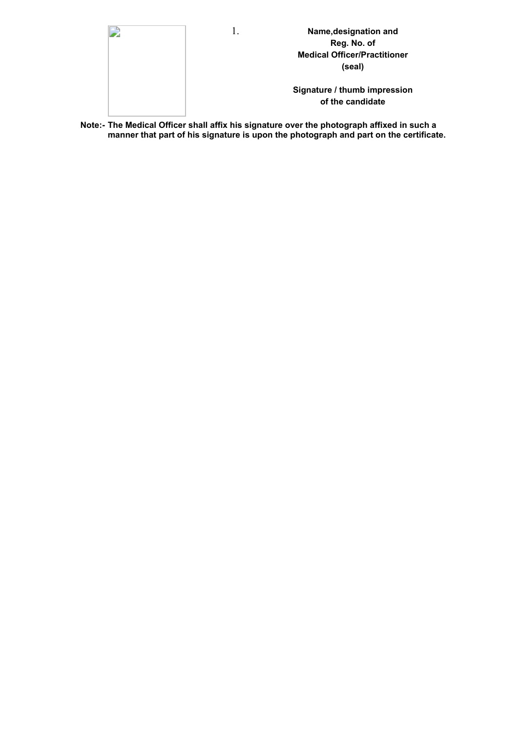1.

**Name,designation and Reg. No. of Medical Officer/Practitioner (seal)**

**Signature / thumb impression of the candidate**

**Note:- The Medical Officer shall affix his signature over the photograph affixed in such a manner that part of his signature is upon the photograph and part on the certificate.**